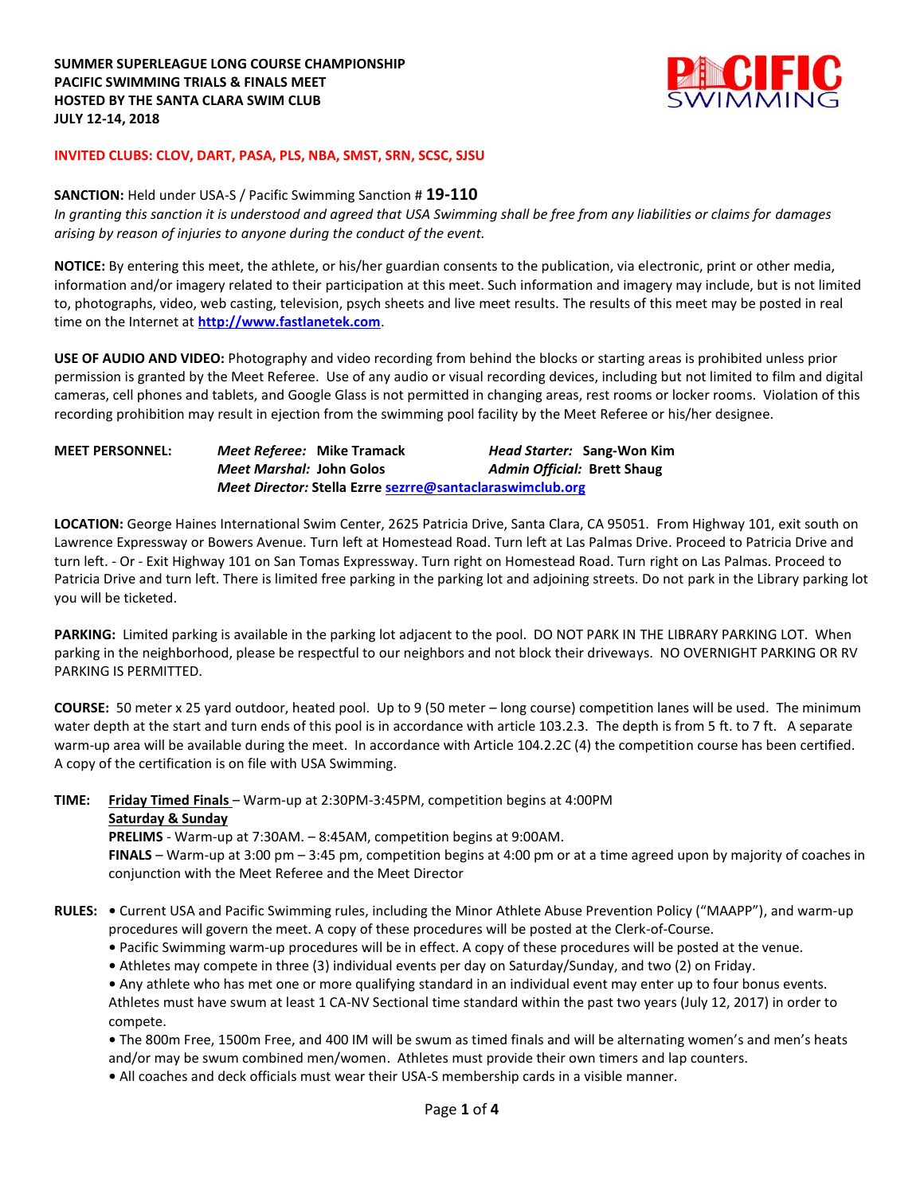**SUMMER SUPERLEAGUE LONG COURSE CHAMPIONSHIP**
**PACIFIC SWIMMING TRIALS & FINALS MEET**
**HOSTED BY THE SANTA CLARA SWIM CLUB**
**JULY 12-14, 2018**

**INVITED CLUBS: CLOV, DART, PASA, PLS, NBA, SMST, SRN, SCSC, SJSU**

**SANCTION:** Held under USA-S / Pacific Swimming Sanction # **19-110**
*In granting this sanction it is understood and agreed that USA Swimming shall be free from any liabilities or claims for damages arising by reason of injuries to anyone during the conduct of the event.*

**NOTICE:** By entering this meet, the athlete, or his/her guardian consents to the publication, via electronic, print or other media, information and/or imagery related to their participation at this meet. Such information and imagery may include, but is not limited to, photographs, video, web casting, television, psych sheets and live meet results. The results of this meet may be posted in real time on the Internet at **http://www.fastlanetek.com**.

**USE OF AUDIO AND VIDEO:** Photography and video recording from behind the blocks or starting areas is prohibited unless prior permission is granted by the Meet Referee. Use of any audio or visual recording devices, including but not limited to film and digital cameras, cell phones and tablets, and Google Glass is not permitted in changing areas, rest rooms or locker rooms. Violation of this recording prohibition may result in ejection from the swimming pool facility by the Meet Referee or his/her designee.

**MEET PERSONNEL:** *Meet Referee:* **Mike Tramack** *Head Starter:* **Sang-Won Kim**
*Meet Marshal:* **John Golos** *Admin Official:* **Brett Shaug**
*Meet Director:* **Stella Ezrre** sezrre@santaclaraswimclub.org

**LOCATION:** George Haines International Swim Center, 2625 Patricia Drive, Santa Clara, CA 95051. From Highway 101, exit south on Lawrence Expressway or Bowers Avenue. Turn left at Homestead Road. Turn left at Las Palmas Drive. Proceed to Patricia Drive and turn left. - Or - Exit Highway 101 on San Tomas Expressway. Turn right on Homestead Road. Turn right on Las Palmas. Proceed to Patricia Drive and turn left. There is limited free parking in the parking lot and adjoining streets. Do not park in the Library parking lot you will be ticketed.

**PARKING:** Limited parking is available in the parking lot adjacent to the pool. DO NOT PARK IN THE LIBRARY PARKING LOT. When parking in the neighborhood, please be respectful to our neighbors and not block their driveways. NO OVERNIGHT PARKING OR RV PARKING IS PERMITTED.

**COURSE:** 50 meter x 25 yard outdoor, heated pool. Up to 9 (50 meter – long course) competition lanes will be used. The minimum water depth at the start and turn ends of this pool is in accordance with article 103.2.3. The depth is from 5 ft. to 7 ft. A separate warm-up area will be available during the meet. In accordance with Article 104.2.2C (4) the competition course has been certified. A copy of the certification is on file with USA Swimming.

**TIME:** **Friday Timed Finals** – Warm-up at 2:30PM-3:45PM, competition begins at 4:00PM
**Saturday & Sunday**
**PRELIMS** - Warm-up at 7:30AM. – 8:45AM, competition begins at 9:00AM.
**FINALS** – Warm-up at 3:00 pm – 3:45 pm, competition begins at 4:00 pm or at a time agreed upon by majority of coaches in conjunction with the Meet Referee and the Meet Director

**RULES:**
- Current USA and Pacific Swimming rules, including the Minor Athlete Abuse Prevention Policy ("MAAPP"), and warm-up procedures will govern the meet. A copy of these procedures will be posted at the Clerk-of-Course.
- Pacific Swimming warm-up procedures will be in effect. A copy of these procedures will be posted at the venue.
- Athletes may compete in three (3) individual events per day on Saturday/Sunday, and two (2) on Friday.
- Any athlete who has met one or more qualifying standard in an individual event may enter up to four bonus events. Athletes must have swum at least 1 CA-NV Sectional time standard within the past two years (July 12, 2017) in order to compete.
- The 800m Free, 1500m Free, and 400 IM will be swum as timed finals and will be alternating women's and men's heats and/or may be swum combined men/women. Athletes must provide their own timers and lap counters.
- All coaches and deck officials must wear their USA-S membership cards in a visible manner.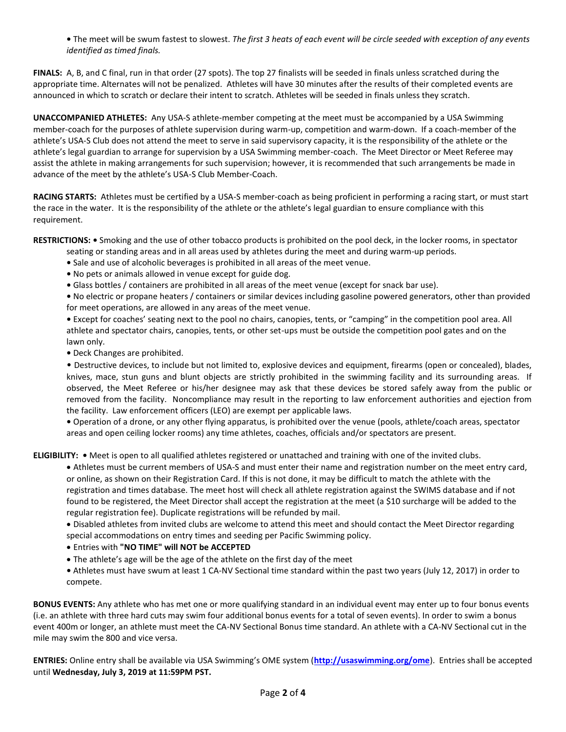- The meet will be swum fastest to slowest. *The first 3 heats of each event will be circle seeded with exception of any events identified as timed finals.*

**FINALS:** A, B, and C final, run in that order (27 spots). The top 27 finalists will be seeded in finals unless scratched during the appropriate time. Alternates will not be penalized. Athletes will have 30 minutes after the results of their completed events are announced in which to scratch or declare their intent to scratch. Athletes will be seeded in finals unless they scratch.

**UNACCOMPANIED ATHLETES:** Any USA-S athlete-member competing at the meet must be accompanied by a USA Swimming member-coach for the purposes of athlete supervision during warm-up, competition and warm-down. If a coach-member of the athlete's USA-S Club does not attend the meet to serve in said supervisory capacity, it is the responsibility of the athlete or the athlete's legal guardian to arrange for supervision by a USA Swimming member-coach. The Meet Director or Meet Referee may assist the athlete in making arrangements for such supervision; however, it is recommended that such arrangements be made in advance of the meet by the athlete's USA-S Club Member-Coach.

**RACING STARTS:** Athletes must be certified by a USA-S member-coach as being proficient in performing a racing start, or must start the race in the water. It is the responsibility of the athlete or the athlete's legal guardian to ensure compliance with this requirement.

**RESTRICTIONS:**
- Smoking and the use of other tobacco products is prohibited on the pool deck, in the locker rooms, in spectator seating or standing areas and in all areas used by athletes during the meet and during warm-up periods.
- Sale and use of alcoholic beverages is prohibited in all areas of the meet venue.
- No pets or animals allowed in venue except for guide dog.
- Glass bottles / containers are prohibited in all areas of the meet venue (except for snack bar use).
- No electric or propane heaters / containers or similar devices including gasoline powered generators, other than provided for meet operations, are allowed in any areas of the meet venue.
- Except for coaches' seating next to the pool no chairs, canopies, tents, or "camping" in the competition pool area. All athlete and spectator chairs, canopies, tents, or other set-ups must be outside the competition pool gates and on the lawn only.
- Deck Changes are prohibited.
- Destructive devices, to include but not limited to, explosive devices and equipment, firearms (open or concealed), blades, knives, mace, stun guns and blunt objects are strictly prohibited in the swimming facility and its surrounding areas. If observed, the Meet Referee or his/her designee may ask that these devices be stored safely away from the public or removed from the facility. Noncompliance may result in the reporting to law enforcement authorities and ejection from the facility. Law enforcement officers (LEO) are exempt per applicable laws.
- Operation of a drone, or any other flying apparatus, is prohibited over the venue (pools, athlete/coach areas, spectator areas and open ceiling locker rooms) any time athletes, coaches, officials and/or spectators are present.

**ELIGIBILITY:**
- Meet is open to all qualified athletes registered or unattached and training with one of the invited clubs.
- Athletes must be current members of USA-S and must enter their name and registration number on the meet entry card, or online, as shown on their Registration Card. If this is not done, it may be difficult to match the athlete with the registration and times database. The meet host will check all athlete registration against the SWIMS database and if not found to be registered, the Meet Director shall accept the registration at the meet (a $10 surcharge will be added to the regular registration fee). Duplicate registrations will be refunded by mail.
- Disabled athletes from invited clubs are welcome to attend this meet and should contact the Meet Director regarding special accommodations on entry times and seeding per Pacific Swimming policy.
- Entries with **"NO TIME" will NOT be ACCEPTED**
- The athlete's age will be the age of the athlete on the first day of the meet
- Athletes must have swum at least 1 CA-NV Sectional time standard within the past two years (July 12, 2017) in order to compete.

**BONUS EVENTS:** Any athlete who has met one or more qualifying standard in an individual event may enter up to four bonus events (i.e. an athlete with three hard cuts may swim four additional bonus events for a total of seven events). In order to swim a bonus event 400m or longer, an athlete must meet the CA-NV Sectional Bonus time standard. An athlete with a CA-NV Sectional cut in the mile may swim the 800 and vice versa.

**ENTRIES:** Online entry shall be available via USA Swimming's OME system (**http://usaswimming.org/ome**). Entries shall be accepted until **Wednesday, July 3, 2019 at 11:59PM PST.**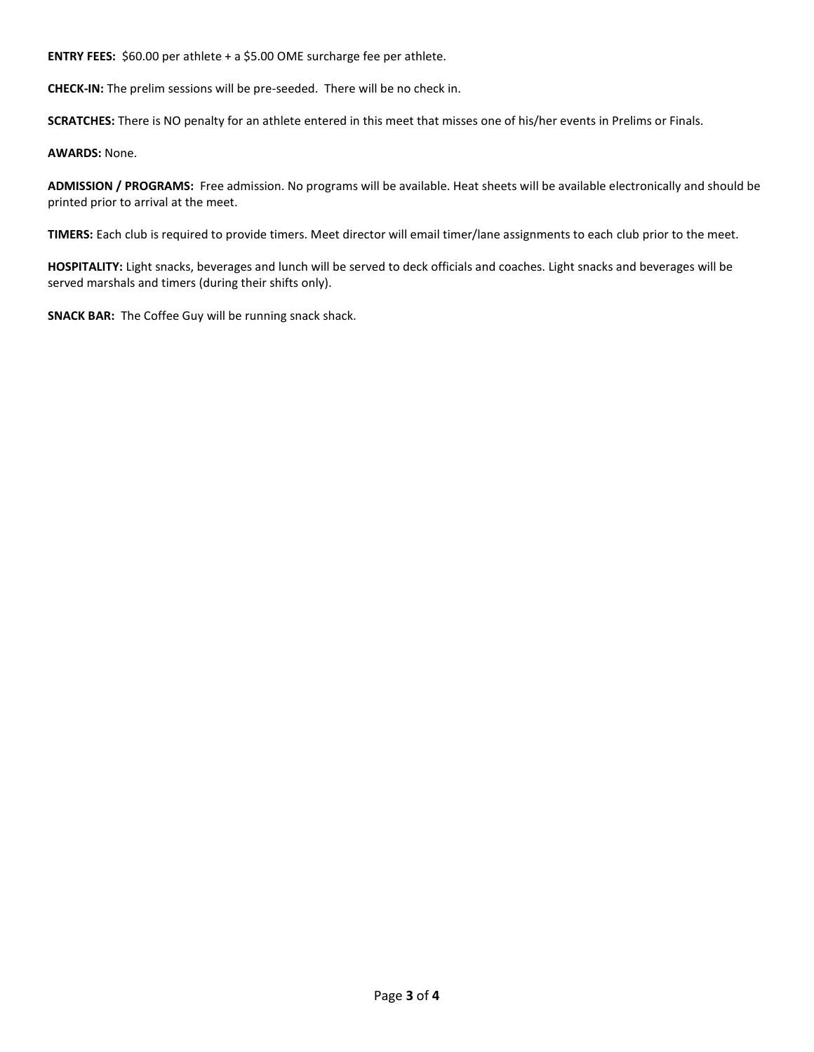**ENTRY FEES:** $60.00 per athlete + a $5.00 OME surcharge fee per athlete.

**CHECK-IN:** The prelim sessions will be pre-seeded. There will be no check in.

**SCRATCHES:** There is NO penalty for an athlete entered in this meet that misses one of his/her events in Prelims or Finals.

**AWARDS:** None.

**ADMISSION / PROGRAMS:** Free admission. No programs will be available. Heat sheets will be available electronically and should be printed prior to arrival at the meet.

**TIMERS:** Each club is required to provide timers. Meet director will email timer/lane assignments to each club prior to the meet.

**HOSPITALITY:** Light snacks, beverages and lunch will be served to deck officials and coaches. Light snacks and beverages will be served marshals and timers (during their shifts only).

**SNACK BAR:** The Coffee Guy will be running snack shack.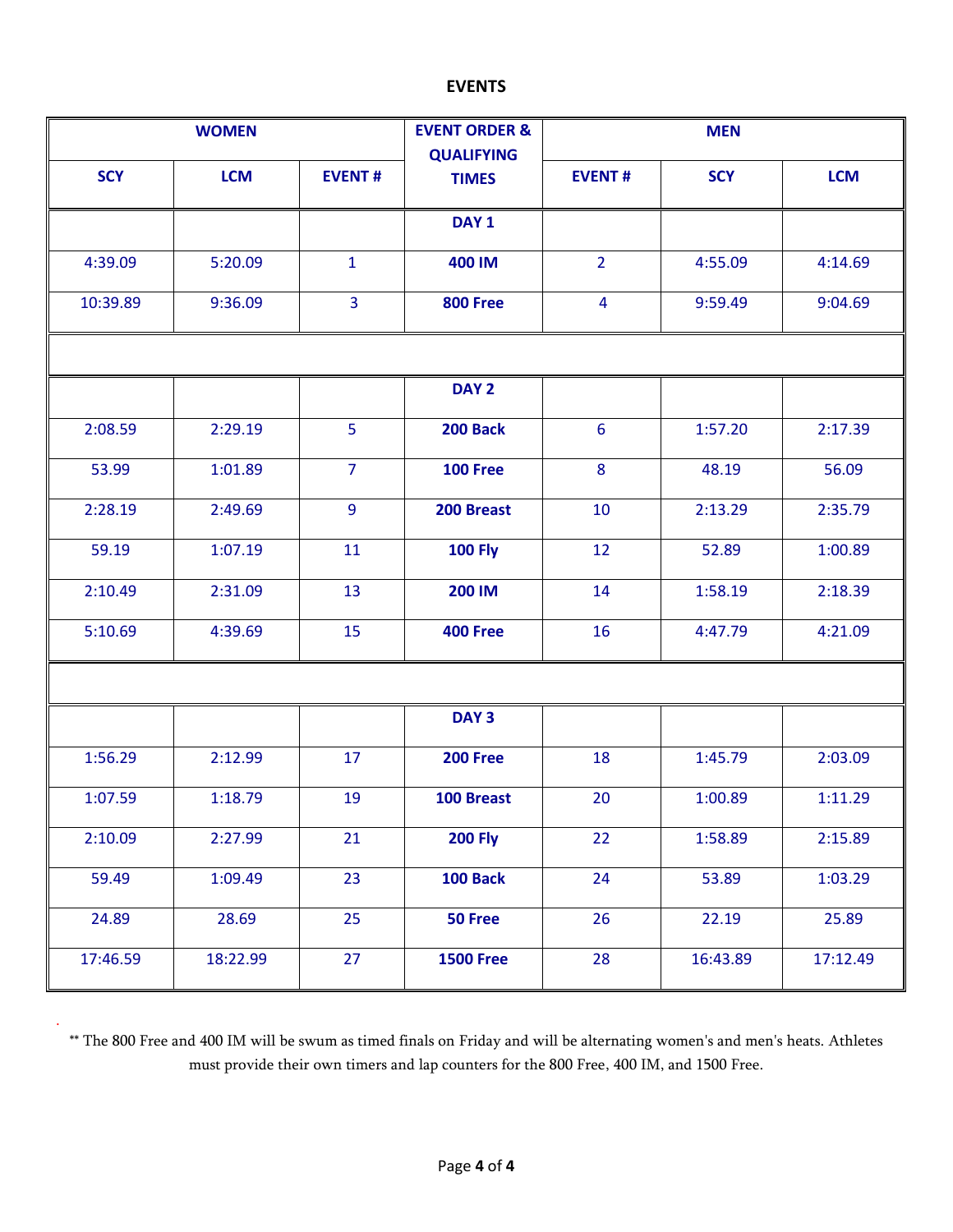## EVENTS

| WOMEN | | | EVENT ORDER & QUALIFYING TIMES | MEN | | |
|---|---|---|---|---|---|---|
| SCY | LCM | EVENT # | | EVENT # | SCY | LCM |
| | | | **DAY 1** | | | |
| 4:39.09 | 5:20.09 | 1 | **400 IM** | 2 | 4:55.09 | 4:14.69 |
| 10:39.89 | 9:36.09 | 3 | **800 Free** | 4 | 9:59.49 | 9:04.69 |
| | | | | | | |
| | | | **DAY 2** | | | |
| 2:08.59 | 2:29.19 | 5 | **200 Back** | 6 | 1:57.20 | 2:17.39 |
| 53.99 | 1:01.89 | 7 | **100 Free** | 8 | 48.19 | 56.09 |
| 2:28.19 | 2:49.69 | 9 | **200 Breast** | 10 | 2:13.29 | 2:35.79 |
| 59.19 | 1:07.19 | 11 | **100 Fly** | 12 | 52.89 | 1:00.89 |
| 2:10.49 | 2:31.09 | 13 | **200 IM** | 14 | 1:58.19 | 2:18.39 |
| 5:10.69 | 4:39.69 | 15 | **400 Free** | 16 | 4:47.79 | 4:21.09 |
| | | | | | | |
| | | | **DAY 3** | | | |
| 1:56.29 | 2:12.99 | 17 | **200 Free** | 18 | 1:45.79 | 2:03.09 |
| 1:07.59 | 1:18.79 | 19 | **100 Breast** | 20 | 1:00.89 | 1:11.29 |
| 2:10.09 | 2:27.99 | 21 | **200 Fly** | 22 | 1:58.89 | 2:15.89 |
| 59.49 | 1:09.49 | 23 | **100 Back** | 24 | 53.89 | 1:03.29 |
| 24.89 | 28.69 | 25 | **50 Free** | 26 | 22.19 | 25.89 |
| 17:46.59 | 18:22.99 | 27 | **1500 Free** | 28 | 16:43.89 | 17:12.49 |

** The 800 Free and 400 IM will be swum as timed finals on Friday and will be alternating women's and men's heats. Athletes must provide their own timers and lap counters for the 800 Free, 400 IM, and 1500 Free.